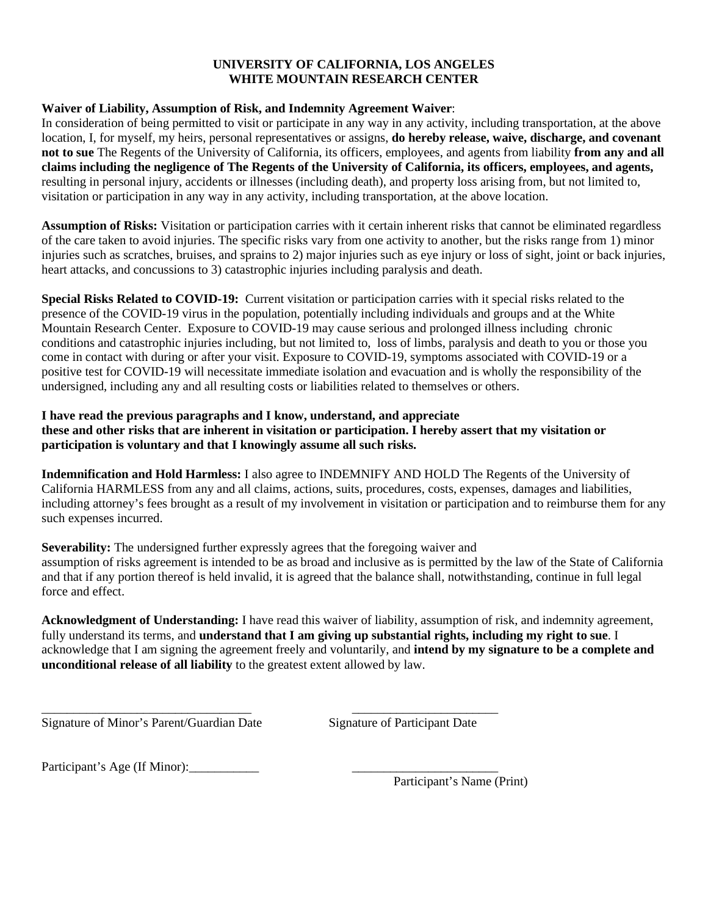**UNIVERSITY OF CALIFORNIA, LOS ANGELES**
**WHITE MOUNTAIN RESEARCH CENTER**

**Waiver of Liability, Assumption of Risk, and Indemnity Agreement Waiver**:
In consideration of being permitted to visit or participate in any way in any activity, including transportation, at the above location, I, for myself, my heirs, personal representatives or assigns, **do hereby release, waive, discharge, and covenant not to sue** The Regents of the University of California, its officers, employees, and agents from liability **from any and all claims including the negligence of The Regents of the University of California, its officers, employees, and agents,** resulting in personal injury, accidents or illnesses (including death), and property loss arising from, but not limited to, visitation or participation in any way in any activity, including transportation, at the above location.

**Assumption of Risks:** Visitation or participation carries with it certain inherent risks that cannot be eliminated regardless of the care taken to avoid injuries. The specific risks vary from one activity to another, but the risks range from 1) minor injuries such as scratches, bruises, and sprains to 2) major injuries such as eye injury or loss of sight, joint or back injuries, heart attacks, and concussions to 3) catastrophic injuries including paralysis and death.

**Special Risks Related to COVID-19:** Current visitation or participation carries with it special risks related to the presence of the COVID-19 virus in the population, potentially including individuals and groups and at the White Mountain Research Center. Exposure to COVID-19 may cause serious and prolonged illness including chronic conditions and catastrophic injuries including, but not limited to, loss of limbs, paralysis and death to you or those you come in contact with during or after your visit. Exposure to COVID-19, symptoms associated with COVID-19 or a positive test for COVID-19 will necessitate immediate isolation and evacuation and is wholly the responsibility of the undersigned, including any and all resulting costs or liabilities related to themselves or others.

**I have read the previous paragraphs and I know, understand, and appreciate these and other risks that are inherent in visitation or participation. I hereby assert that my visitation or participation is voluntary and that I knowingly assume all such risks.**

**Indemnification and Hold Harmless:** I also agree to INDEMNIFY AND HOLD The Regents of the University of California HARMLESS from any and all claims, actions, suits, procedures, costs, expenses, damages and liabilities, including attorney's fees brought as a result of my involvement in visitation or participation and to reimburse them for any such expenses incurred.

**Severability:** The undersigned further expressly agrees that the foregoing waiver and assumption of risks agreement is intended to be as broad and inclusive as is permitted by the law of the State of California and that if any portion thereof is held invalid, it is agreed that the balance shall, notwithstanding, continue in full legal force and effect.

**Acknowledgment of Understanding:** I have read this waiver of liability, assumption of risk, and indemnity agreement, fully understand its terms, and **understand that I am giving up substantial rights, including my right to sue**. I acknowledge that I am signing the agreement freely and voluntarily, and **intend by my signature to be a complete and unconditional release of all liability** to the greatest extent allowed by law.

___________________________________ ________________________
Signature of Minor's Parent/Guardian Date Signature of Participant Date

Participant's Age (If Minor):___________ ________________________
Participant's Name (Print)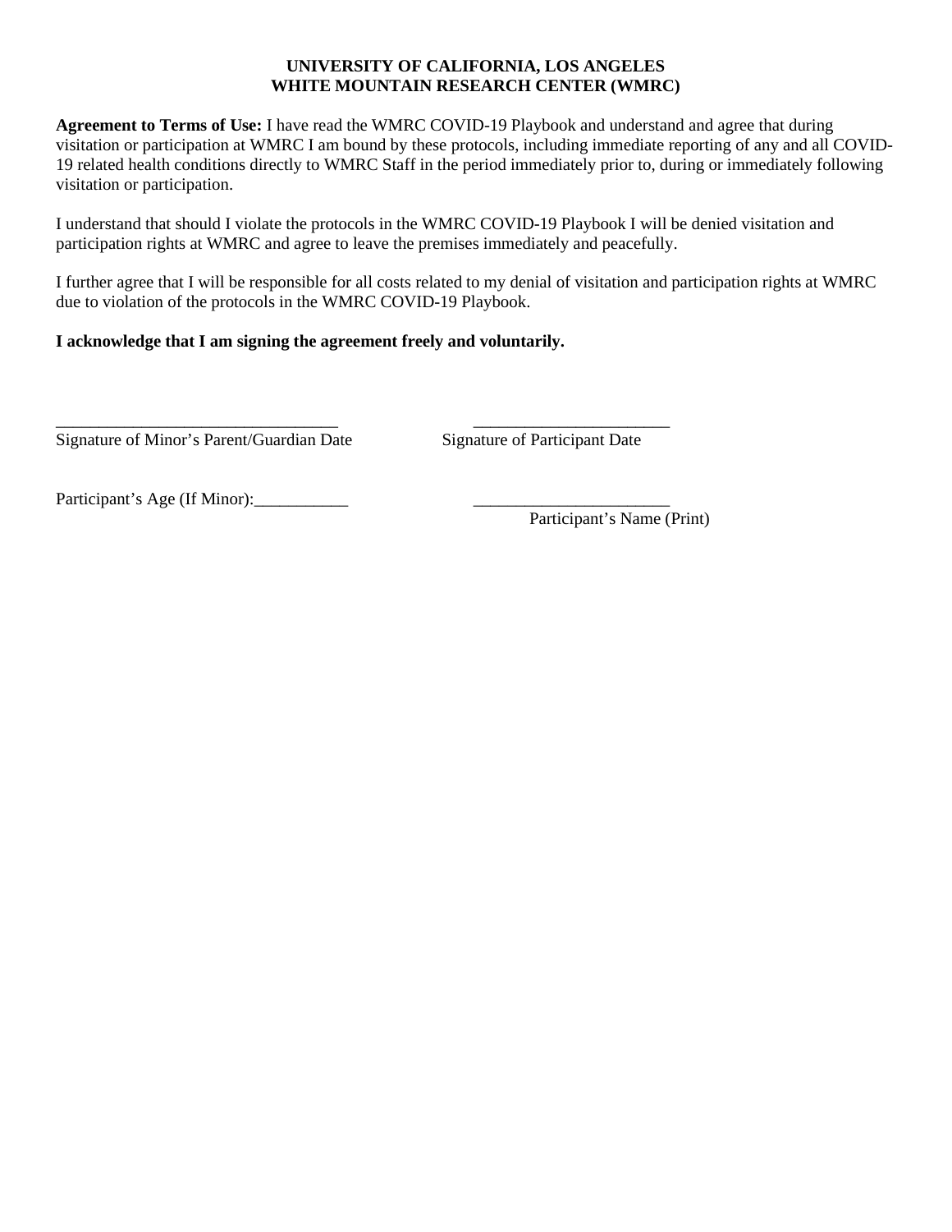**UNIVERSITY OF CALIFORNIA, LOS ANGELES**
**WHITE MOUNTAIN RESEARCH CENTER (WMRC)**

**Agreement to Terms of Use:** I have read the WMRC COVID-19 Playbook and understand and agree that during visitation or participation at WMRC I am bound by these protocols, including immediate reporting of any and all COVID-19 related health conditions directly to WMRC Staff in the period immediately prior to, during or immediately following visitation or participation.

I understand that should I violate the protocols in the WMRC COVID-19 Playbook I will be denied visitation and participation rights at WMRC and agree to leave the premises immediately and peacefully.

I further agree that I will be responsible for all costs related to my denial of visitation and participation rights at WMRC due to violation of the protocols in the WMRC COVID-19 Playbook.

**I acknowledge that I am signing the agreement freely and voluntarily.**

_________________________________ _______________________
Signature of Minor's Parent/Guardian Date Signature of Participant Date

Participant's Age (If Minor):___________ _______________________
Participant's Name (Print)